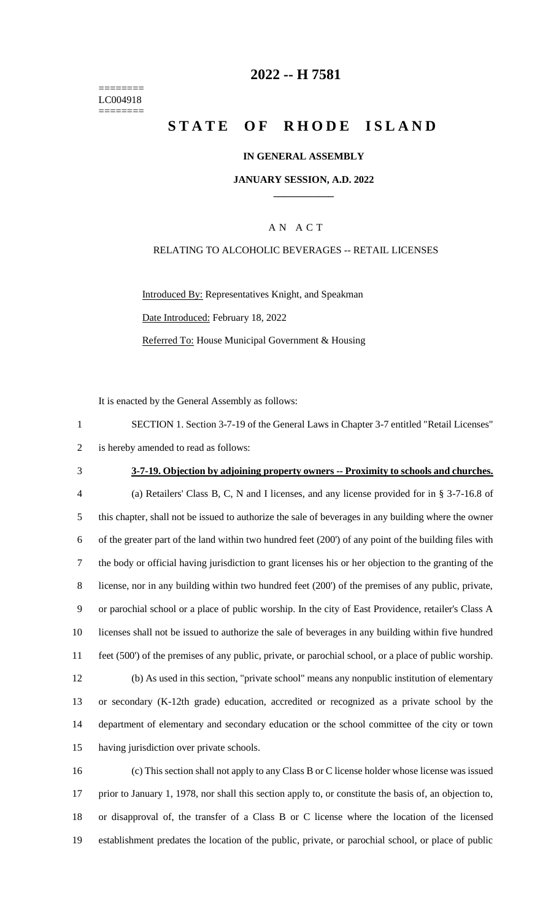========
LC004918
========

# 2022 -- H 7581

# STATE OF RHODE ISLAND

**IN GENERAL ASSEMBLY**

**JANUARY SESSION, A.D. 2022**

____________

A N A C T

RELATING TO ALCOHOLIC BEVERAGES -- RETAIL LICENSES

Introduced By: Representatives Knight, and Speakman

Date Introduced: February 18, 2022

Referred To: House Municipal Government & Housing

It is enacted by the General Assembly as follows:

1 SECTION 1. Section 3-7-19 of the General Laws in Chapter 3-7 entitled "Retail Licenses"
2 is hereby amended to read as follows:

3 **3-7-19. Objection by adjoining property owners -- Proximity to schools and churches.**

4 (a) Retailers' Class B, C, N and I licenses, and any license provided for in § 3-7-16.8 of
5 this chapter, shall not be issued to authorize the sale of beverages in any building where the owner
6 of the greater part of the land within two hundred feet (200') of any point of the building files with
7 the body or official having jurisdiction to grant licenses his or her objection to the granting of the
8 license, nor in any building within two hundred feet (200') of the premises of any public, private,
9 or parochial school or a place of public worship. In the city of East Providence, retailer's Class A
10 licenses shall not be issued to authorize the sale of beverages in any building within five hundred
11 feet (500') of the premises of any public, private, or parochial school, or a place of public worship.

12 (b) As used in this section, "private school" means any nonpublic institution of elementary
13 or secondary (K-12th grade) education, accredited or recognized as a private school by the
14 department of elementary and secondary education or the school committee of the city or town
15 having jurisdiction over private schools.

16 (c) This section shall not apply to any Class B or C license holder whose license was issued
17 prior to January 1, 1978, nor shall this section apply to, or constitute the basis of, an objection to,
18 or disapproval of, the transfer of a Class B or C license where the location of the licensed
19 establishment predates the location of the public, private, or parochial school, or place of public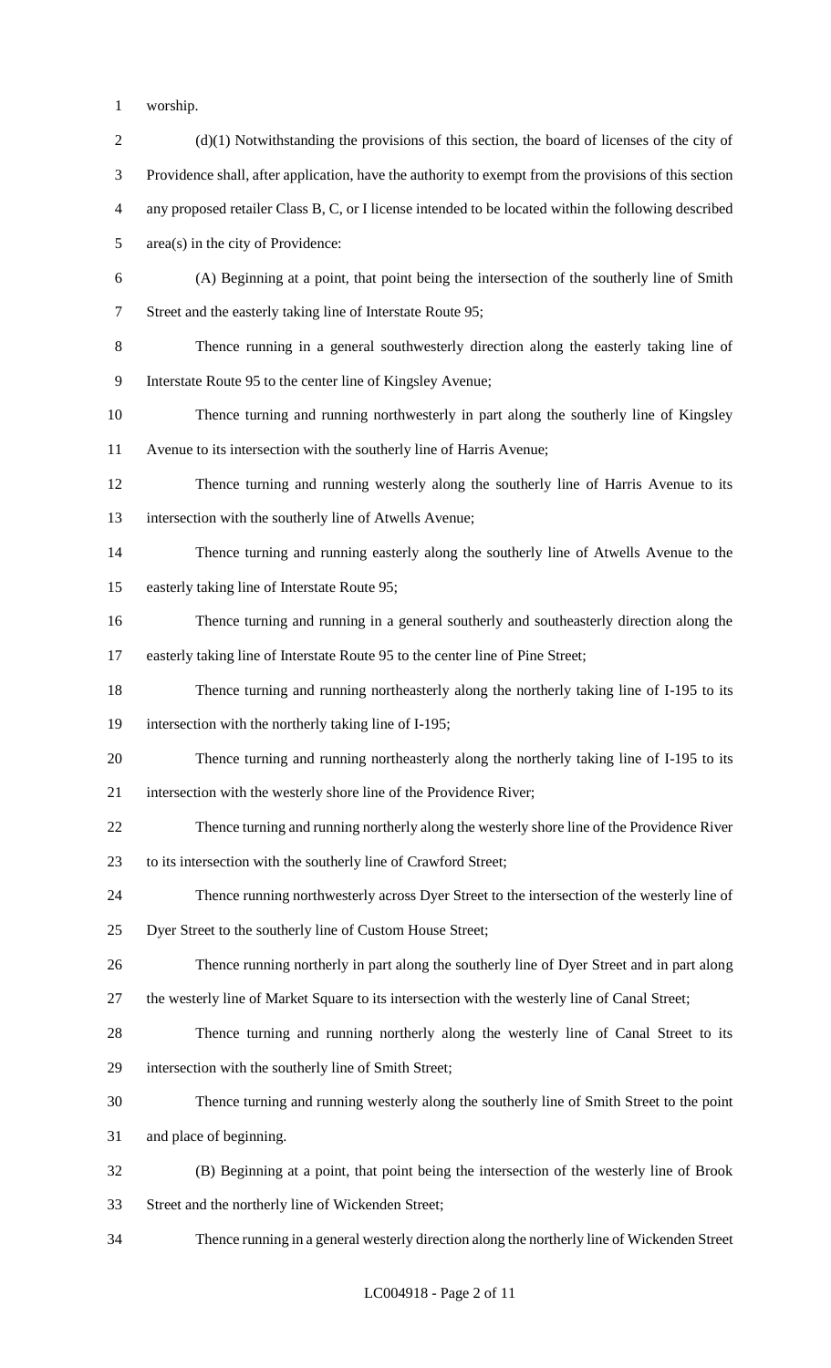worship.

(d)(1) Notwithstanding the provisions of this section, the board of licenses of the city of Providence shall, after application, have the authority to exempt from the provisions of this section any proposed retailer Class B, C, or I license intended to be located within the following described area(s) in the city of Providence:

(A) Beginning at a point, that point being the intersection of the southerly line of Smith Street and the easterly taking line of Interstate Route 95;

Thence running in a general southwesterly direction along the easterly taking line of Interstate Route 95 to the center line of Kingsley Avenue;

Thence turning and running northwesterly in part along the southerly line of Kingsley Avenue to its intersection with the southerly line of Harris Avenue;

Thence turning and running westerly along the southerly line of Harris Avenue to its intersection with the southerly line of Atwells Avenue;

Thence turning and running easterly along the southerly line of Atwells Avenue to the easterly taking line of Interstate Route 95;

Thence turning and running in a general southerly and southeasterly direction along the easterly taking line of Interstate Route 95 to the center line of Pine Street;

Thence turning and running northeasterly along the northerly taking line of I-195 to its intersection with the northerly taking line of I-195;

Thence turning and running northeasterly along the northerly taking line of I-195 to its intersection with the westerly shore line of the Providence River;

Thence turning and running northerly along the westerly shore line of the Providence River to its intersection with the southerly line of Crawford Street;

Thence running northwesterly across Dyer Street to the intersection of the westerly line of Dyer Street to the southerly line of Custom House Street;

Thence running northerly in part along the southerly line of Dyer Street and in part along the westerly line of Market Square to its intersection with the westerly line of Canal Street;

Thence turning and running northerly along the westerly line of Canal Street to its intersection with the southerly line of Smith Street;

Thence turning and running westerly along the southerly line of Smith Street to the point and place of beginning.

(B) Beginning at a point, that point being the intersection of the westerly line of Brook Street and the northerly line of Wickenden Street;

Thence running in a general westerly direction along the northerly line of Wickenden Street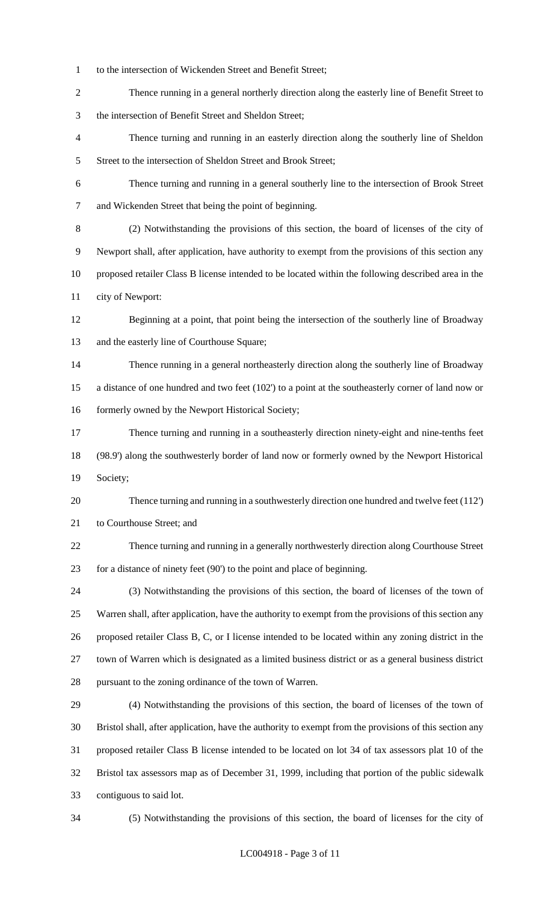to the intersection of Wickenden Street and Benefit Street;

Thence running in a general northerly direction along the easterly line of Benefit Street to the intersection of Benefit Street and Sheldon Street;

Thence turning and running in an easterly direction along the southerly line of Sheldon Street to the intersection of Sheldon Street and Brook Street;

Thence turning and running in a general southerly line to the intersection of Brook Street and Wickenden Street that being the point of beginning.

(2) Notwithstanding the provisions of this section, the board of licenses of the city of Newport shall, after application, have authority to exempt from the provisions of this section any proposed retailer Class B license intended to be located within the following described area in the city of Newport:

Beginning at a point, that point being the intersection of the southerly line of Broadway and the easterly line of Courthouse Square;

Thence running in a general northeasterly direction along the southerly line of Broadway a distance of one hundred and two feet (102') to a point at the southeasterly corner of land now or formerly owned by the Newport Historical Society;

Thence turning and running in a southeasterly direction ninety-eight and nine-tenths feet (98.9') along the southwesterly border of land now or formerly owned by the Newport Historical Society;

Thence turning and running in a southwesterly direction one hundred and twelve feet (112') to Courthouse Street; and

Thence turning and running in a generally northwesterly direction along Courthouse Street for a distance of ninety feet (90') to the point and place of beginning.

(3) Notwithstanding the provisions of this section, the board of licenses of the town of Warren shall, after application, have the authority to exempt from the provisions of this section any proposed retailer Class B, C, or I license intended to be located within any zoning district in the town of Warren which is designated as a limited business district or as a general business district pursuant to the zoning ordinance of the town of Warren.

(4) Notwithstanding the provisions of this section, the board of licenses of the town of Bristol shall, after application, have the authority to exempt from the provisions of this section any proposed retailer Class B license intended to be located on lot 34 of tax assessors plat 10 of the Bristol tax assessors map as of December 31, 1999, including that portion of the public sidewalk contiguous to said lot.

(5) Notwithstanding the provisions of this section, the board of licenses for the city of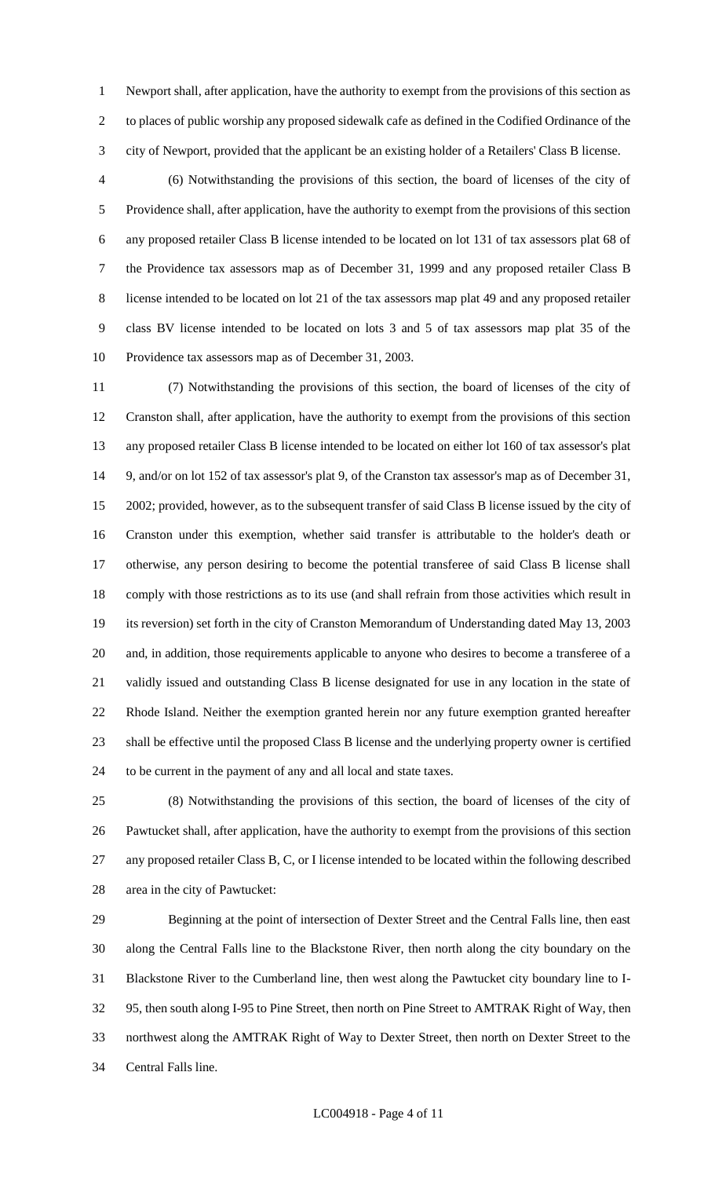Newport shall, after application, have the authority to exempt from the provisions of this section as to places of public worship any proposed sidewalk cafe as defined in the Codified Ordinance of the city of Newport, provided that the applicant be an existing holder of a Retailers' Class B license.

(6) Notwithstanding the provisions of this section, the board of licenses of the city of Providence shall, after application, have the authority to exempt from the provisions of this section any proposed retailer Class B license intended to be located on lot 131 of tax assessors plat 68 of the Providence tax assessors map as of December 31, 1999 and any proposed retailer Class B license intended to be located on lot 21 of the tax assessors map plat 49 and any proposed retailer class BV license intended to be located on lots 3 and 5 of tax assessors map plat 35 of the Providence tax assessors map as of December 31, 2003.

(7) Notwithstanding the provisions of this section, the board of licenses of the city of Cranston shall, after application, have the authority to exempt from the provisions of this section any proposed retailer Class B license intended to be located on either lot 160 of tax assessor's plat 9, and/or on lot 152 of tax assessor's plat 9, of the Cranston tax assessor's map as of December 31, 2002; provided, however, as to the subsequent transfer of said Class B license issued by the city of Cranston under this exemption, whether said transfer is attributable to the holder's death or otherwise, any person desiring to become the potential transferee of said Class B license shall comply with those restrictions as to its use (and shall refrain from those activities which result in its reversion) set forth in the city of Cranston Memorandum of Understanding dated May 13, 2003 and, in addition, those requirements applicable to anyone who desires to become a transferee of a validly issued and outstanding Class B license designated for use in any location in the state of Rhode Island. Neither the exemption granted herein nor any future exemption granted hereafter shall be effective until the proposed Class B license and the underlying property owner is certified to be current in the payment of any and all local and state taxes.

(8) Notwithstanding the provisions of this section, the board of licenses of the city of Pawtucket shall, after application, have the authority to exempt from the provisions of this section any proposed retailer Class B, C, or I license intended to be located within the following described area in the city of Pawtucket:

Beginning at the point of intersection of Dexter Street and the Central Falls line, then east along the Central Falls line to the Blackstone River, then north along the city boundary on the Blackstone River to the Cumberland line, then west along the Pawtucket city boundary line to I-95, then south along I-95 to Pine Street, then north on Pine Street to AMTRAK Right of Way, then northwest along the AMTRAK Right of Way to Dexter Street, then north on Dexter Street to the Central Falls line.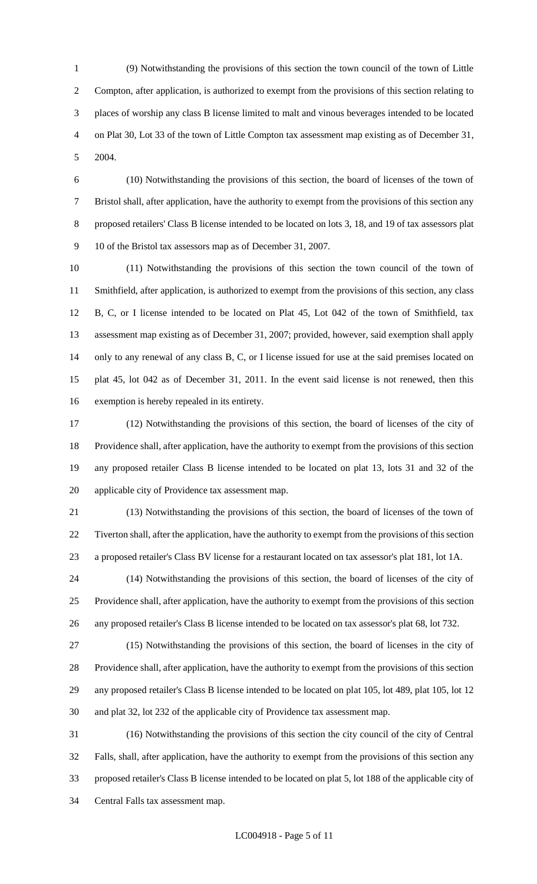(9) Notwithstanding the provisions of this section the town council of the town of Little Compton, after application, is authorized to exempt from the provisions of this section relating to places of worship any class B license limited to malt and vinous beverages intended to be located on Plat 30, Lot 33 of the town of Little Compton tax assessment map existing as of December 31, 2004.

(10) Notwithstanding the provisions of this section, the board of licenses of the town of Bristol shall, after application, have the authority to exempt from the provisions of this section any proposed retailers' Class B license intended to be located on lots 3, 18, and 19 of tax assessors plat 10 of the Bristol tax assessors map as of December 31, 2007.

(11) Notwithstanding the provisions of this section the town council of the town of Smithfield, after application, is authorized to exempt from the provisions of this section, any class B, C, or I license intended to be located on Plat 45, Lot 042 of the town of Smithfield, tax assessment map existing as of December 31, 2007; provided, however, said exemption shall apply only to any renewal of any class B, C, or I license issued for use at the said premises located on plat 45, lot 042 as of December 31, 2011. In the event said license is not renewed, then this exemption is hereby repealed in its entirety.

(12) Notwithstanding the provisions of this section, the board of licenses of the city of Providence shall, after application, have the authority to exempt from the provisions of this section any proposed retailer Class B license intended to be located on plat 13, lots 31 and 32 of the applicable city of Providence tax assessment map.

(13) Notwithstanding the provisions of this section, the board of licenses of the town of Tiverton shall, after the application, have the authority to exempt from the provisions of this section a proposed retailer's Class BV license for a restaurant located on tax assessor's plat 181, lot 1A.

(14) Notwithstanding the provisions of this section, the board of licenses of the city of Providence shall, after application, have the authority to exempt from the provisions of this section any proposed retailer's Class B license intended to be located on tax assessor's plat 68, lot 732.

(15) Notwithstanding the provisions of this section, the board of licenses in the city of Providence shall, after application, have the authority to exempt from the provisions of this section any proposed retailer's Class B license intended to be located on plat 105, lot 489, plat 105, lot 12 and plat 32, lot 232 of the applicable city of Providence tax assessment map.

(16) Notwithstanding the provisions of this section the city council of the city of Central Falls, shall, after application, have the authority to exempt from the provisions of this section any proposed retailer's Class B license intended to be located on plat 5, lot 188 of the applicable city of Central Falls tax assessment map.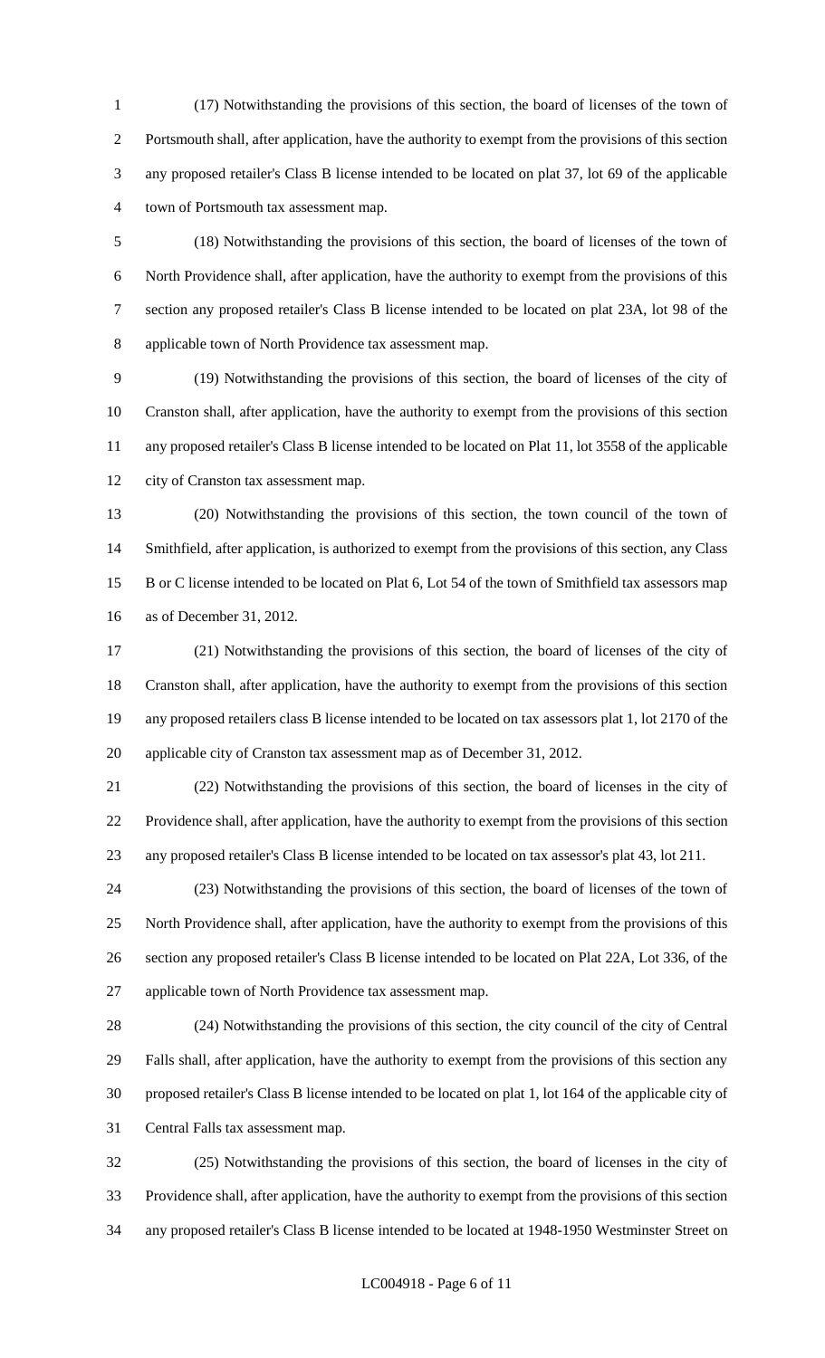(17) Notwithstanding the provisions of this section, the board of licenses of the town of Portsmouth shall, after application, have the authority to exempt from the provisions of this section any proposed retailer's Class B license intended to be located on plat 37, lot 69 of the applicable town of Portsmouth tax assessment map.

(18) Notwithstanding the provisions of this section, the board of licenses of the town of North Providence shall, after application, have the authority to exempt from the provisions of this section any proposed retailer's Class B license intended to be located on plat 23A, lot 98 of the applicable town of North Providence tax assessment map.

(19) Notwithstanding the provisions of this section, the board of licenses of the city of Cranston shall, after application, have the authority to exempt from the provisions of this section any proposed retailer's Class B license intended to be located on Plat 11, lot 3558 of the applicable city of Cranston tax assessment map.

(20) Notwithstanding the provisions of this section, the town council of the town of Smithfield, after application, is authorized to exempt from the provisions of this section, any Class B or C license intended to be located on Plat 6, Lot 54 of the town of Smithfield tax assessors map as of December 31, 2012.

(21) Notwithstanding the provisions of this section, the board of licenses of the city of Cranston shall, after application, have the authority to exempt from the provisions of this section any proposed retailers class B license intended to be located on tax assessors plat 1, lot 2170 of the applicable city of Cranston tax assessment map as of December 31, 2012.

(22) Notwithstanding the provisions of this section, the board of licenses in the city of Providence shall, after application, have the authority to exempt from the provisions of this section any proposed retailer's Class B license intended to be located on tax assessor's plat 43, lot 211.

(23) Notwithstanding the provisions of this section, the board of licenses of the town of North Providence shall, after application, have the authority to exempt from the provisions of this section any proposed retailer's Class B license intended to be located on Plat 22A, Lot 336, of the applicable town of North Providence tax assessment map.

(24) Notwithstanding the provisions of this section, the city council of the city of Central Falls shall, after application, have the authority to exempt from the provisions of this section any proposed retailer's Class B license intended to be located on plat 1, lot 164 of the applicable city of Central Falls tax assessment map.

(25) Notwithstanding the provisions of this section, the board of licenses in the city of Providence shall, after application, have the authority to exempt from the provisions of this section any proposed retailer's Class B license intended to be located at 1948-1950 Westminster Street on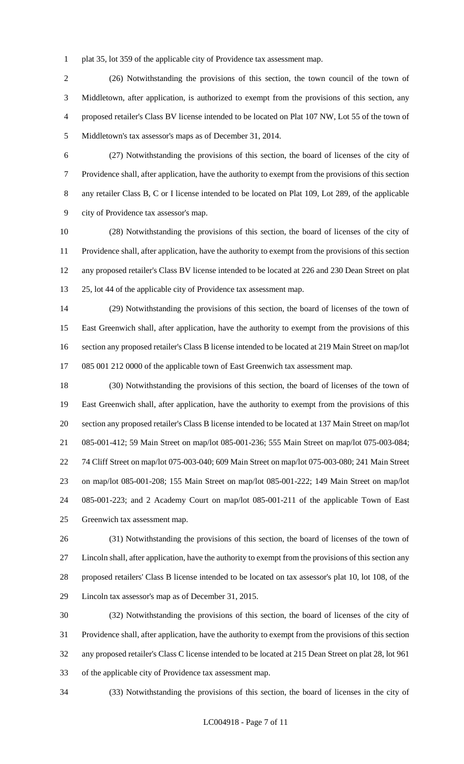plat 35, lot 359 of the applicable city of Providence tax assessment map.

(26) Notwithstanding the provisions of this section, the town council of the town of Middletown, after application, is authorized to exempt from the provisions of this section, any proposed retailer's Class BV license intended to be located on Plat 107 NW, Lot 55 of the town of Middletown's tax assessor's maps as of December 31, 2014.

(27) Notwithstanding the provisions of this section, the board of licenses of the city of Providence shall, after application, have the authority to exempt from the provisions of this section any retailer Class B, C or I license intended to be located on Plat 109, Lot 289, of the applicable city of Providence tax assessor's map.

(28) Notwithstanding the provisions of this section, the board of licenses of the city of Providence shall, after application, have the authority to exempt from the provisions of this section any proposed retailer's Class BV license intended to be located at 226 and 230 Dean Street on plat 25, lot 44 of the applicable city of Providence tax assessment map.

(29) Notwithstanding the provisions of this section, the board of licenses of the town of East Greenwich shall, after application, have the authority to exempt from the provisions of this section any proposed retailer's Class B license intended to be located at 219 Main Street on map/lot 085 001 212 0000 of the applicable town of East Greenwich tax assessment map.

(30) Notwithstanding the provisions of this section, the board of licenses of the town of East Greenwich shall, after application, have the authority to exempt from the provisions of this section any proposed retailer's Class B license intended to be located at 137 Main Street on map/lot 085-001-412; 59 Main Street on map/lot 085-001-236; 555 Main Street on map/lot 075-003-084; 74 Cliff Street on map/lot 075-003-040; 609 Main Street on map/lot 075-003-080; 241 Main Street on map/lot 085-001-208; 155 Main Street on map/lot 085-001-222; 149 Main Street on map/lot 085-001-223; and 2 Academy Court on map/lot 085-001-211 of the applicable Town of East Greenwich tax assessment map.

(31) Notwithstanding the provisions of this section, the board of licenses of the town of Lincoln shall, after application, have the authority to exempt from the provisions of this section any proposed retailers' Class B license intended to be located on tax assessor's plat 10, lot 108, of the Lincoln tax assessor's map as of December 31, 2015.

(32) Notwithstanding the provisions of this section, the board of licenses of the city of Providence shall, after application, have the authority to exempt from the provisions of this section any proposed retailer's Class C license intended to be located at 215 Dean Street on plat 28, lot 961 of the applicable city of Providence tax assessment map.

(33) Notwithstanding the provisions of this section, the board of licenses in the city of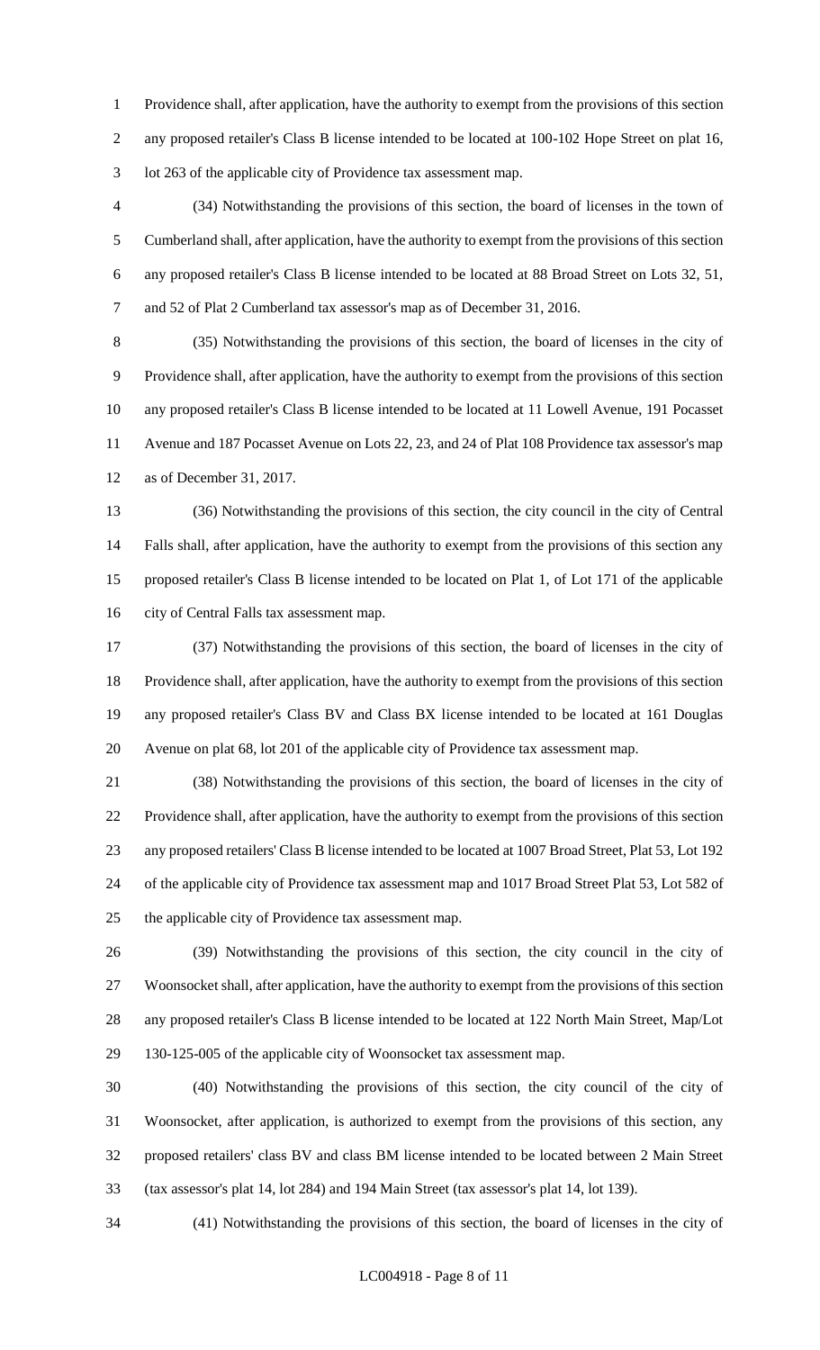Providence shall, after application, have the authority to exempt from the provisions of this section any proposed retailer's Class B license intended to be located at 100-102 Hope Street on plat 16, lot 263 of the applicable city of Providence tax assessment map.

(34) Notwithstanding the provisions of this section, the board of licenses in the town of Cumberland shall, after application, have the authority to exempt from the provisions of this section any proposed retailer's Class B license intended to be located at 88 Broad Street on Lots 32, 51, and 52 of Plat 2 Cumberland tax assessor's map as of December 31, 2016.

(35) Notwithstanding the provisions of this section, the board of licenses in the city of Providence shall, after application, have the authority to exempt from the provisions of this section any proposed retailer's Class B license intended to be located at 11 Lowell Avenue, 191 Pocasset Avenue and 187 Pocasset Avenue on Lots 22, 23, and 24 of Plat 108 Providence tax assessor's map as of December 31, 2017.

(36) Notwithstanding the provisions of this section, the city council in the city of Central Falls shall, after application, have the authority to exempt from the provisions of this section any proposed retailer's Class B license intended to be located on Plat 1, of Lot 171 of the applicable city of Central Falls tax assessment map.

(37) Notwithstanding the provisions of this section, the board of licenses in the city of Providence shall, after application, have the authority to exempt from the provisions of this section any proposed retailer's Class BV and Class BX license intended to be located at 161 Douglas Avenue on plat 68, lot 201 of the applicable city of Providence tax assessment map.

(38) Notwithstanding the provisions of this section, the board of licenses in the city of Providence shall, after application, have the authority to exempt from the provisions of this section any proposed retailers' Class B license intended to be located at 1007 Broad Street, Plat 53, Lot 192 of the applicable city of Providence tax assessment map and 1017 Broad Street Plat 53, Lot 582 of the applicable city of Providence tax assessment map.

(39) Notwithstanding the provisions of this section, the city council in the city of Woonsocket shall, after application, have the authority to exempt from the provisions of this section any proposed retailer's Class B license intended to be located at 122 North Main Street, Map/Lot 130-125-005 of the applicable city of Woonsocket tax assessment map.

(40) Notwithstanding the provisions of this section, the city council of the city of Woonsocket, after application, is authorized to exempt from the provisions of this section, any proposed retailers' class BV and class BM license intended to be located between 2 Main Street (tax assessor's plat 14, lot 284) and 194 Main Street (tax assessor's plat 14, lot 139).

(41) Notwithstanding the provisions of this section, the board of licenses in the city of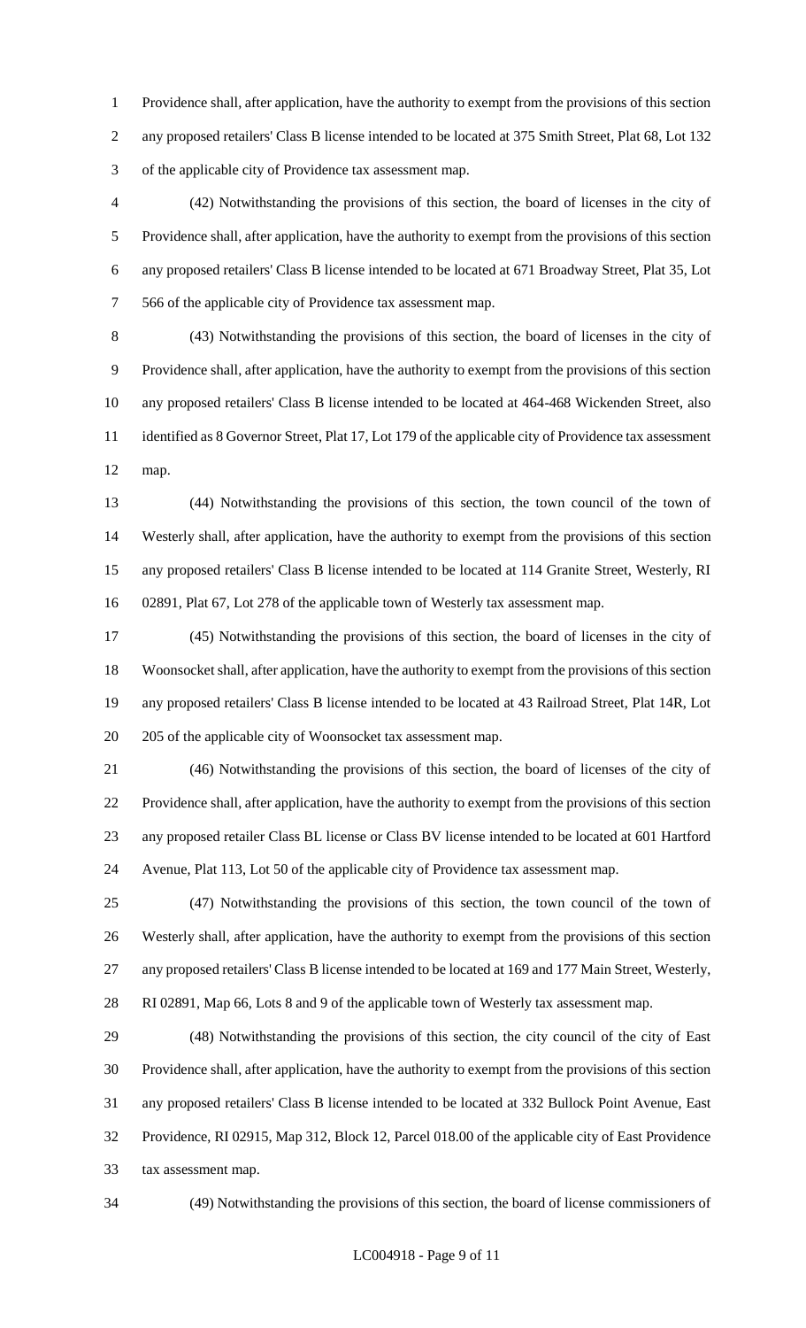Providence shall, after application, have the authority to exempt from the provisions of this section any proposed retailers' Class B license intended to be located at 375 Smith Street, Plat 68, Lot 132 of the applicable city of Providence tax assessment map.

(42) Notwithstanding the provisions of this section, the board of licenses in the city of Providence shall, after application, have the authority to exempt from the provisions of this section any proposed retailers' Class B license intended to be located at 671 Broadway Street, Plat 35, Lot 566 of the applicable city of Providence tax assessment map.

(43) Notwithstanding the provisions of this section, the board of licenses in the city of Providence shall, after application, have the authority to exempt from the provisions of this section any proposed retailers' Class B license intended to be located at 464-468 Wickenden Street, also identified as 8 Governor Street, Plat 17, Lot 179 of the applicable city of Providence tax assessment map.

(44) Notwithstanding the provisions of this section, the town council of the town of Westerly shall, after application, have the authority to exempt from the provisions of this section any proposed retailers' Class B license intended to be located at 114 Granite Street, Westerly, RI 02891, Plat 67, Lot 278 of the applicable town of Westerly tax assessment map.

(45) Notwithstanding the provisions of this section, the board of licenses in the city of Woonsocket shall, after application, have the authority to exempt from the provisions of this section any proposed retailers' Class B license intended to be located at 43 Railroad Street, Plat 14R, Lot 205 of the applicable city of Woonsocket tax assessment map.

(46) Notwithstanding the provisions of this section, the board of licenses of the city of Providence shall, after application, have the authority to exempt from the provisions of this section any proposed retailer Class BL license or Class BV license intended to be located at 601 Hartford Avenue, Plat 113, Lot 50 of the applicable city of Providence tax assessment map.

(47) Notwithstanding the provisions of this section, the town council of the town of Westerly shall, after application, have the authority to exempt from the provisions of this section any proposed retailers' Class B license intended to be located at 169 and 177 Main Street, Westerly, RI 02891, Map 66, Lots 8 and 9 of the applicable town of Westerly tax assessment map.

(48) Notwithstanding the provisions of this section, the city council of the city of East Providence shall, after application, have the authority to exempt from the provisions of this section any proposed retailers' Class B license intended to be located at 332 Bullock Point Avenue, East Providence, RI 02915, Map 312, Block 12, Parcel 018.00 of the applicable city of East Providence tax assessment map.

(49) Notwithstanding the provisions of this section, the board of license commissioners of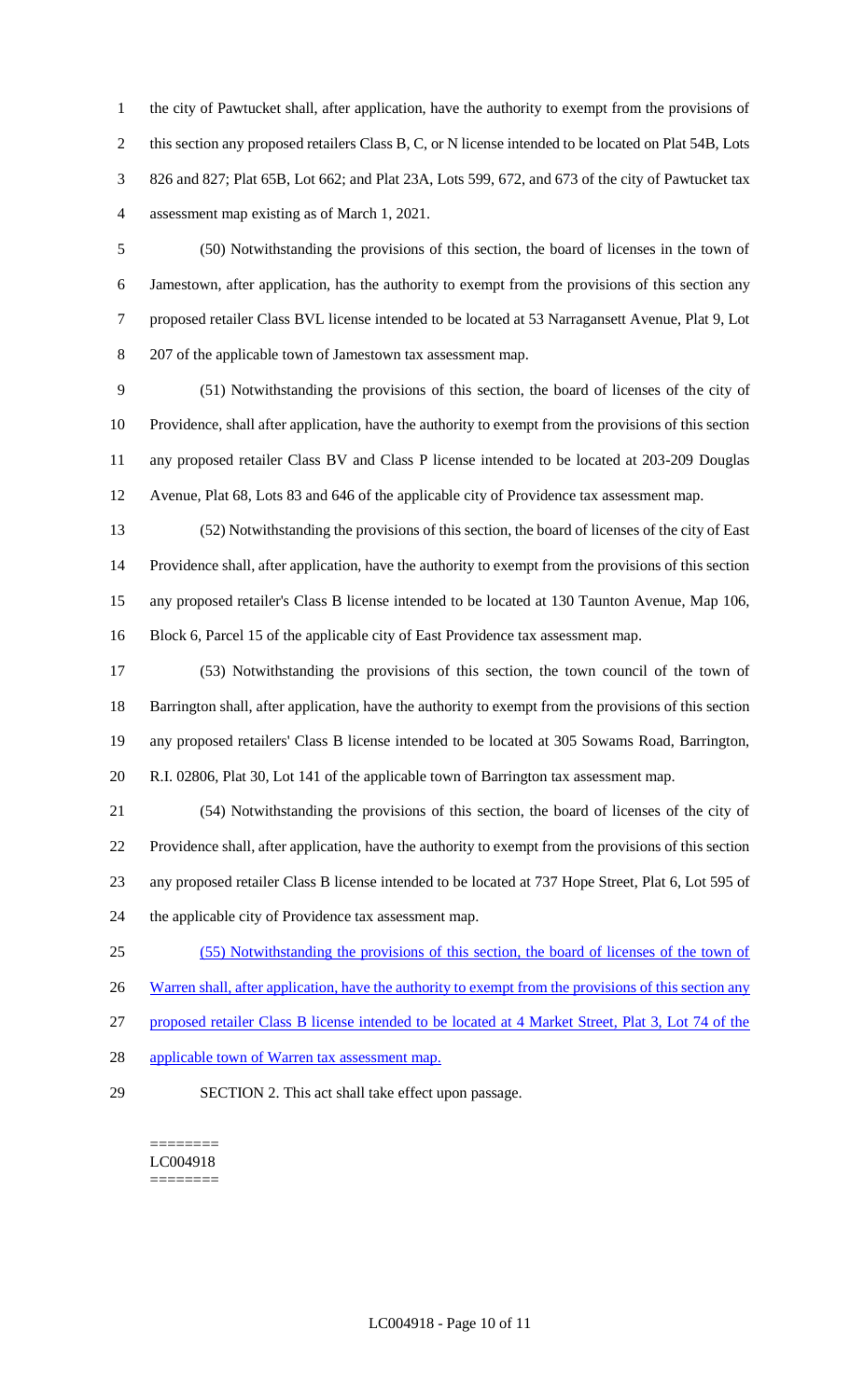the city of Pawtucket shall, after application, have the authority to exempt from the provisions of this section any proposed retailers Class B, C, or N license intended to be located on Plat 54B, Lots 826 and 827; Plat 65B, Lot 662; and Plat 23A, Lots 599, 672, and 673 of the city of Pawtucket tax assessment map existing as of March 1, 2021.

(50) Notwithstanding the provisions of this section, the board of licenses in the town of Jamestown, after application, has the authority to exempt from the provisions of this section any proposed retailer Class BVL license intended to be located at 53 Narragansett Avenue, Plat 9, Lot 207 of the applicable town of Jamestown tax assessment map.

(51) Notwithstanding the provisions of this section, the board of licenses of the city of Providence, shall after application, have the authority to exempt from the provisions of this section any proposed retailer Class BV and Class P license intended to be located at 203-209 Douglas Avenue, Plat 68, Lots 83 and 646 of the applicable city of Providence tax assessment map.

(52) Notwithstanding the provisions of this section, the board of licenses of the city of East Providence shall, after application, have the authority to exempt from the provisions of this section any proposed retailer's Class B license intended to be located at 130 Taunton Avenue, Map 106, Block 6, Parcel 15 of the applicable city of East Providence tax assessment map.

(53) Notwithstanding the provisions of this section, the town council of the town of Barrington shall, after application, have the authority to exempt from the provisions of this section any proposed retailers' Class B license intended to be located at 305 Sowams Road, Barrington, R.I. 02806, Plat 30, Lot 141 of the applicable town of Barrington tax assessment map.

(54) Notwithstanding the provisions of this section, the board of licenses of the city of Providence shall, after application, have the authority to exempt from the provisions of this section any proposed retailer Class B license intended to be located at 737 Hope Street, Plat 6, Lot 595 of the applicable city of Providence tax assessment map.

(55) Notwithstanding the provisions of this section, the board of licenses of the town of Warren shall, after application, have the authority to exempt from the provisions of this section any proposed retailer Class B license intended to be located at 4 Market Street, Plat 3, Lot 74 of the applicable town of Warren tax assessment map.

SECTION 2. This act shall take effect upon passage.

========
LC004918
========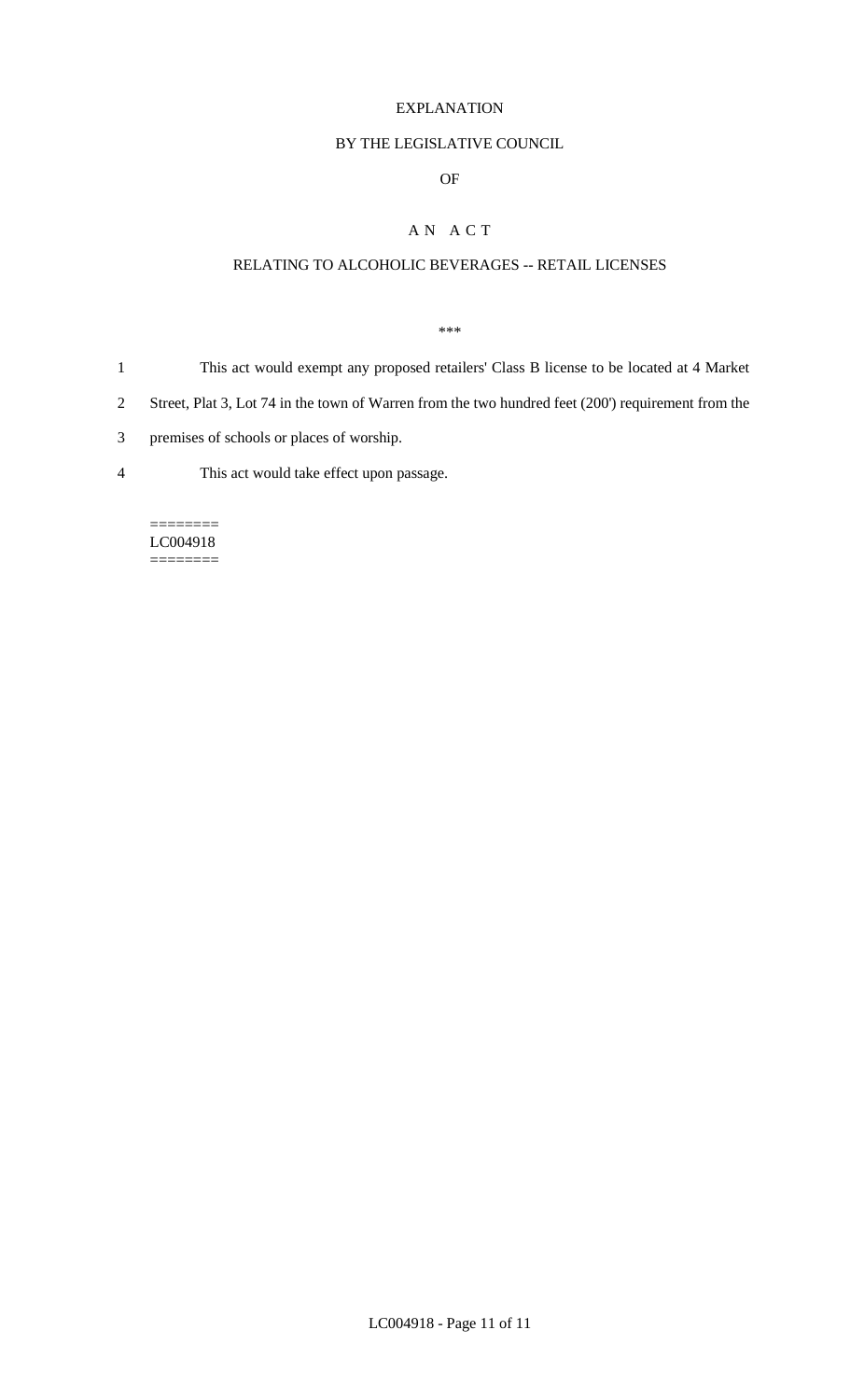EXPLANATION

BY THE LEGISLATIVE COUNCIL

OF

A N A C T

RELATING TO ALCOHOLIC BEVERAGES -- RETAIL LICENSES

\*\*\*

1 This act would exempt any proposed retailers' Class B license to be located at 4 Market
2 Street, Plat 3, Lot 74 in the town of Warren from the two hundred feet (200') requirement from the
3 premises of schools or places of worship.
4 This act would take effect upon passage.

========
LC004918
========